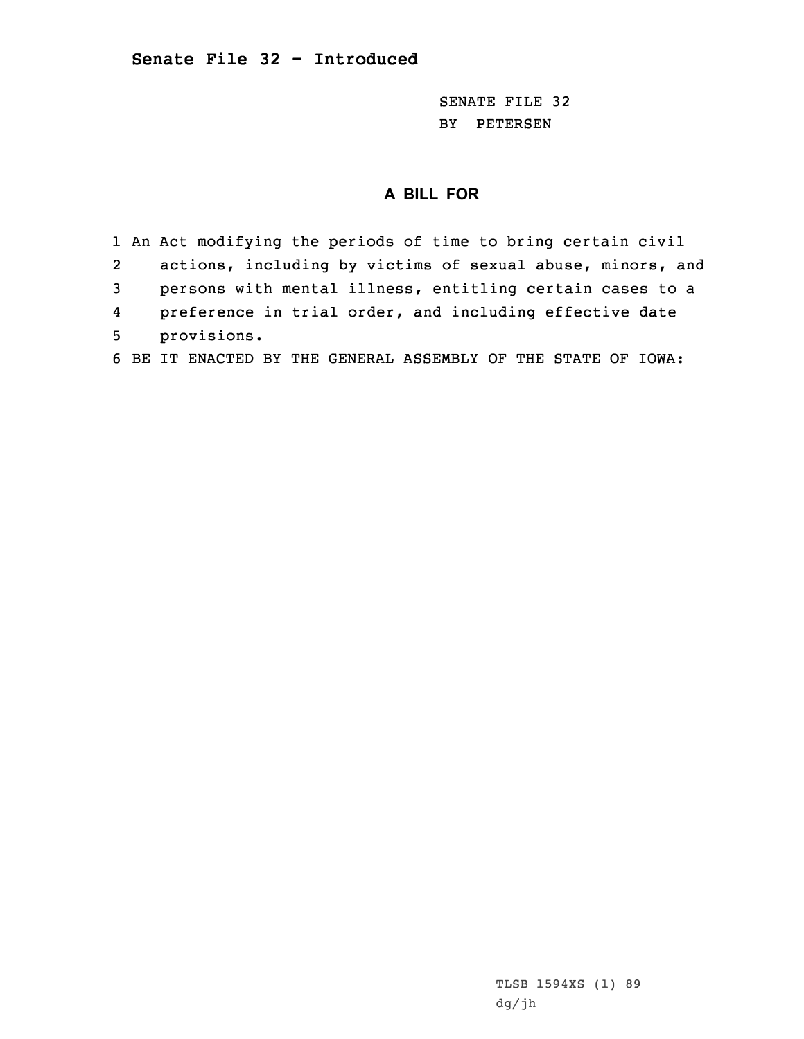## Senate File 32 - Introduced

SENATE FILE 32
BY PETERSEN

### A BILL FOR

1 An Act modifying the periods of time to bring certain civil
2 actions, including by victims of sexual abuse, minors, and
3 persons with mental illness, entitling certain cases to a
4 preference in trial order, and including effective date
5 provisions.
6 BE IT ENACTED BY THE GENERAL ASSEMBLY OF THE STATE OF IOWA:

TLSB 1594XS (1) 89
dg/jh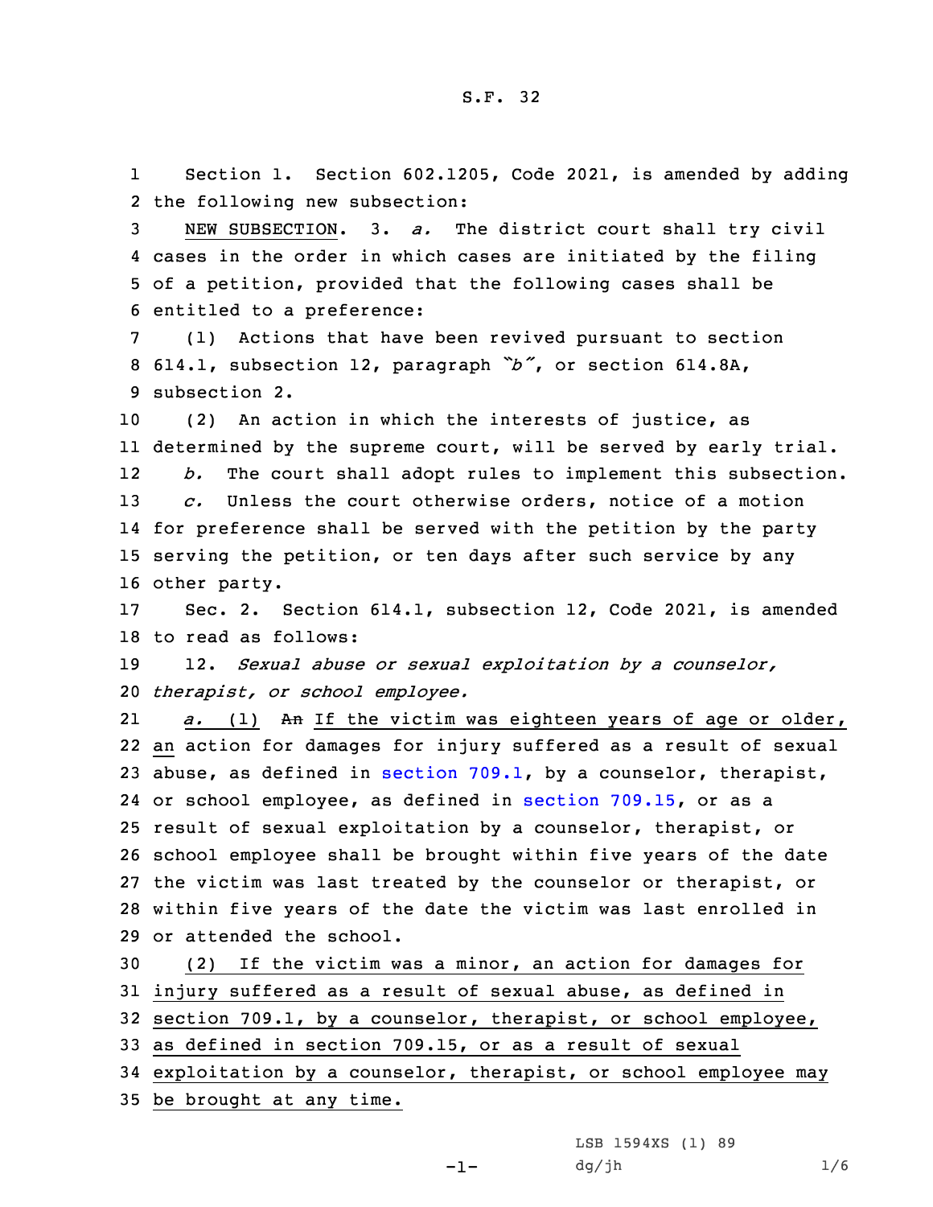Section 1. Section 602.1205, Code 2021, is amended by adding the following new subsection:

NEW SUBSECTION. 3. *a.* The district court shall try civil cases in the order in which cases are initiated by the filing of a petition, provided that the following cases shall be entitled to a preference:

(1) Actions that have been revived pursuant to section 614.1, subsection 12, paragraph *"b"*, or section 614.8A, subsection 2.

(2) An action in which the interests of justice, as determined by the supreme court, will be served by early trial.

*b.* The court shall adopt rules to implement this subsection.

*c.* Unless the court otherwise orders, notice of a motion for preference shall be served with the petition by the party serving the petition, or ten days after such service by any other party.

Sec. 2. Section 614.1, subsection 12, Code 2021, is amended to read as follows:

12. *Sexual abuse or sexual exploitation by a counselor, therapist, or school employee.*

*a.* (1) ~~An~~ If the victim was eighteen years of age or older, an action for damages for injury suffered as a result of sexual abuse, as defined in section 709.1, by a counselor, therapist, or school employee, as defined in section 709.15, or as a result of sexual exploitation by a counselor, therapist, or school employee shall be brought within five years of the date the victim was last treated by the counselor or therapist, or within five years of the date the victim was last enrolled in or attended the school.

(2) If the victim was a minor, an action for damages for injury suffered as a result of sexual abuse, as defined in section 709.1, by a counselor, therapist, or school employee, as defined in section 709.15, or as a result of sexual exploitation by a counselor, therapist, or school employee may be brought at any time.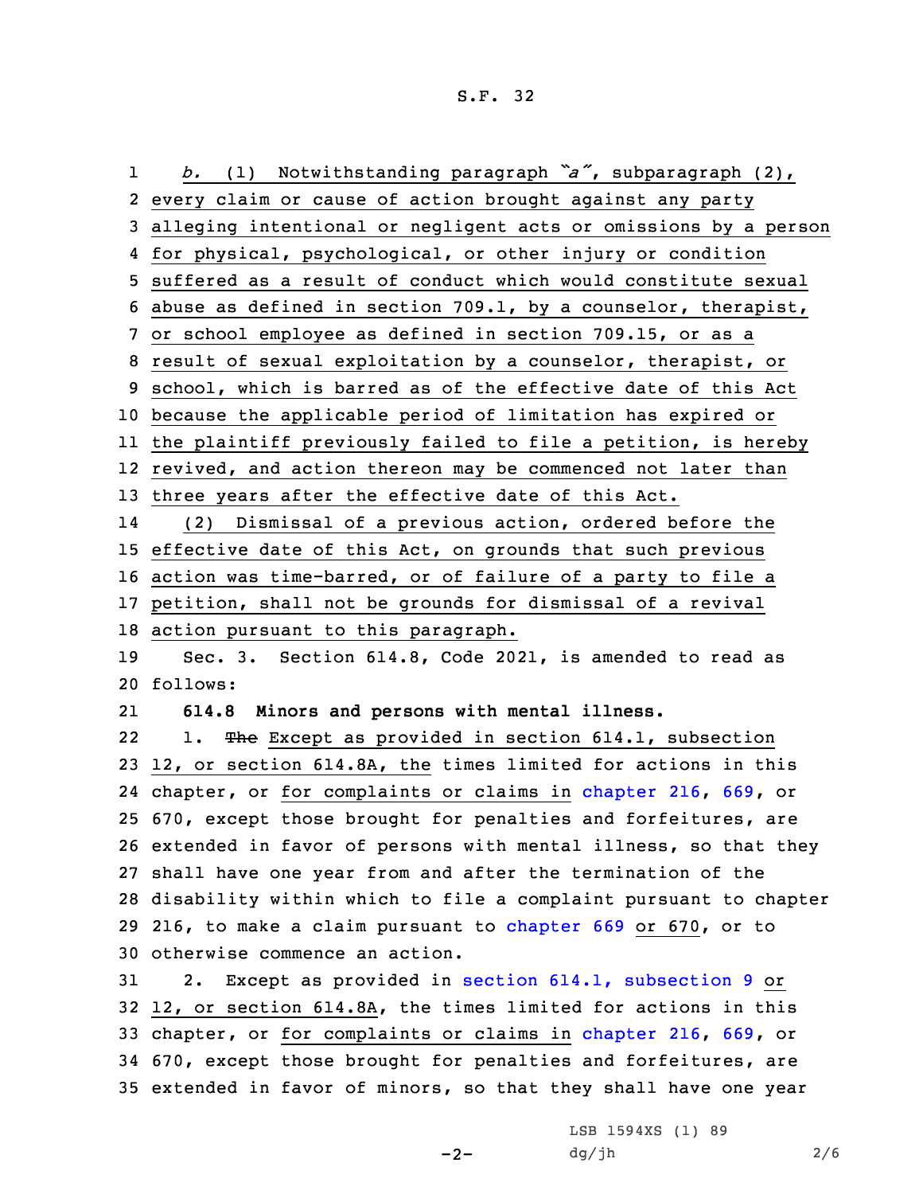*b.* (1) Notwithstanding paragraph *"a"*, subparagraph (2), every claim or cause of action brought against any party alleging intentional or negligent acts or omissions by a person for physical, psychological, or other injury or condition suffered as a result of conduct which would constitute sexual abuse as defined in section 709.1, by a counselor, therapist, or school employee as defined in section 709.15, or as a result of sexual exploitation by a counselor, therapist, or school, which is barred as of the effective date of this Act because the applicable period of limitation has expired or the plaintiff previously failed to file a petition, is hereby revived, and action thereon may be commenced not later than three years after the effective date of this Act.

(2) Dismissal of a previous action, ordered before the effective date of this Act, on grounds that such previous action was time-barred, or of failure of a party to file a petition, shall not be grounds for dismissal of a revival action pursuant to this paragraph.

Sec. 3. Section 614.8, Code 2021, is amended to read as follows:

**614.8 Minors and persons with mental illness.**

1. ~~The~~ Except as provided in section 614.1, subsection 12, or section 614.8A, the times limited for actions in this chapter, or for complaints or claims in chapter 216, 669, or 670, except those brought for penalties and forfeitures, are extended in favor of persons with mental illness, so that they shall have one year from and after the termination of the disability within which to file a complaint pursuant to chapter 216, to make a claim pursuant to chapter 669 or 670, or to otherwise commence an action.

2. Except as provided in section 614.1, subsection 9 or 12, or section 614.8A, the times limited for actions in this chapter, or for complaints or claims in chapter 216, 669, or 670, except those brought for penalties and forfeitures, are extended in favor of minors, so that they shall have one year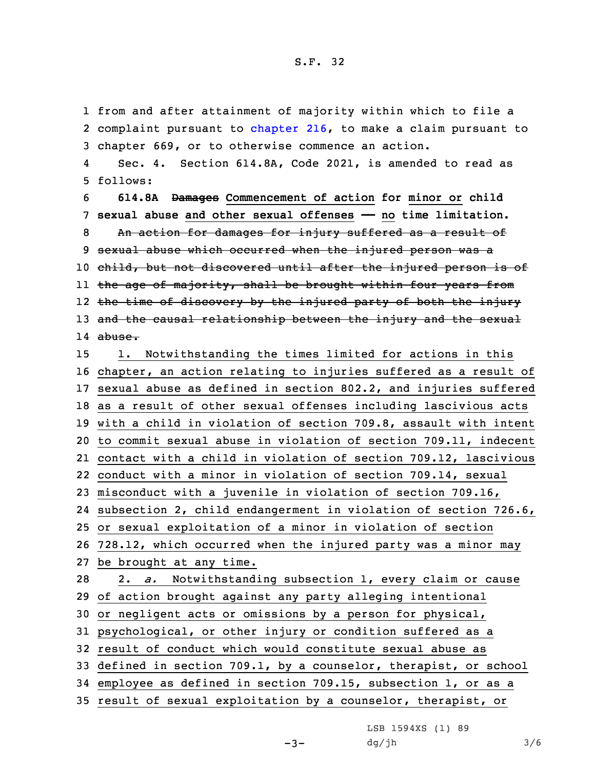from and after attainment of majority within which to file a complaint pursuant to chapter 216, to make a claim pursuant to chapter 669, or to otherwise commence an action.

Sec. 4. Section 614.8A, Code 2021, is amended to read as follows:

**614.8A ~~Damages~~ Commencement of action for minor or child sexual abuse and other sexual offenses — no time limitation.**

~~An action for damages for injury suffered as a result of sexual abuse which occurred when the injured person was a child, but not discovered until after the injured person is of the age of majority, shall be brought within four years from the time of discovery by the injured party of both the injury and the causal relationship between the injury and the sexual abuse.~~

1. Notwithstanding the times limited for actions in this chapter, an action relating to injuries suffered as a result of sexual abuse as defined in section 802.2, and injuries suffered as a result of other sexual offenses including lascivious acts with a child in violation of section 709.8, assault with intent to commit sexual abuse in violation of section 709.11, indecent contact with a child in violation of section 709.12, lascivious conduct with a minor in violation of section 709.14, sexual misconduct with a juvenile in violation of section 709.16, subsection 2, child endangerment in violation of section 726.6, or sexual exploitation of a minor in violation of section 728.12, which occurred when the injured party was a minor may be brought at any time.

2. *a.* Notwithstanding subsection 1, every claim or cause of action brought against any party alleging intentional or negligent acts or omissions by a person for physical, psychological, or other injury or condition suffered as a result of conduct which would constitute sexual abuse as defined in section 709.1, by a counselor, therapist, or school employee as defined in section 709.15, subsection 1, or as a result of sexual exploitation by a counselor, therapist, or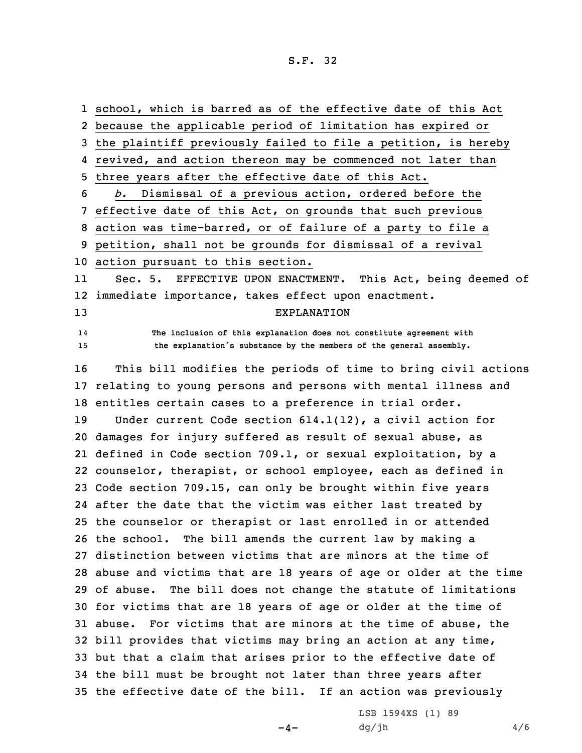school, which is barred as of the effective date of this Act because the applicable period of limitation has expired or the plaintiff previously failed to file a petition, is hereby revived, and action thereon may be commenced not later than three years after the effective date of this Act.

*b.* Dismissal of a previous action, ordered before the effective date of this Act, on grounds that such previous action was time-barred, or of failure of a party to file a petition, shall not be grounds for dismissal of a revival action pursuant to this section.

Sec. 5. EFFECTIVE UPON ENACTMENT. This Act, being deemed of immediate importance, takes effect upon enactment.

EXPLANATION

The inclusion of this explanation does not constitute agreement with the explanation's substance by the members of the general assembly.

This bill modifies the periods of time to bring civil actions relating to young persons and persons with mental illness and entitles certain cases to a preference in trial order.

Under current Code section 614.1(12), a civil action for damages for injury suffered as result of sexual abuse, as defined in Code section 709.1, or sexual exploitation, by a counselor, therapist, or school employee, each as defined in Code section 709.15, can only be brought within five years after the date that the victim was either last treated by the counselor or therapist or last enrolled in or attended the school. The bill amends the current law by making a distinction between victims that are minors at the time of abuse and victims that are 18 years of age or older at the time of abuse. The bill does not change the statute of limitations for victims that are 18 years of age or older at the time of abuse. For victims that are minors at the time of abuse, the bill provides that victims may bring an action at any time, but that a claim that arises prior to the effective date of the bill must be brought not later than three years after the effective date of the bill. If an action was previously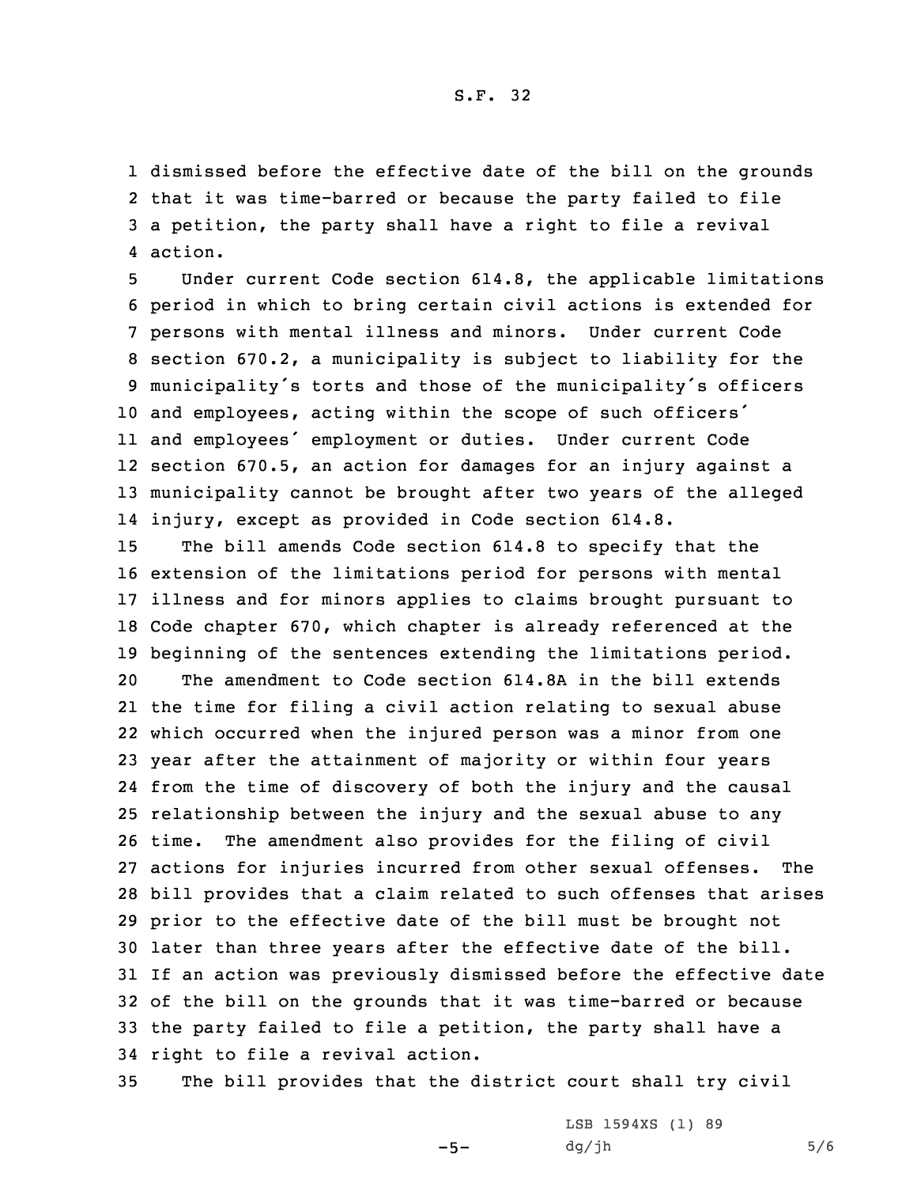dismissed before the effective date of the bill on the grounds that it was time-barred or because the party failed to file a petition, the party shall have a right to file a revival action.

Under current Code section 614.8, the applicable limitations period in which to bring certain civil actions is extended for persons with mental illness and minors. Under current Code section 670.2, a municipality is subject to liability for the municipality's torts and those of the municipality's officers and employees, acting within the scope of such officers' and employees' employment or duties. Under current Code section 670.5, an action for damages for an injury against a municipality cannot be brought after two years of the alleged injury, except as provided in Code section 614.8.

The bill amends Code section 614.8 to specify that the extension of the limitations period for persons with mental illness and for minors applies to claims brought pursuant to Code chapter 670, which chapter is already referenced at the beginning of the sentences extending the limitations period.

The amendment to Code section 614.8A in the bill extends the time for filing a civil action relating to sexual abuse which occurred when the injured person was a minor from one year after the attainment of majority or within four years from the time of discovery of both the injury and the causal relationship between the injury and the sexual abuse to any time. The amendment also provides for the filing of civil actions for injuries incurred from other sexual offenses. The bill provides that a claim related to such offenses that arises prior to the effective date of the bill must be brought not later than three years after the effective date of the bill. If an action was previously dismissed before the effective date of the bill on the grounds that it was time-barred or because the party failed to file a petition, the party shall have a right to file a revival action.

The bill provides that the district court shall try civil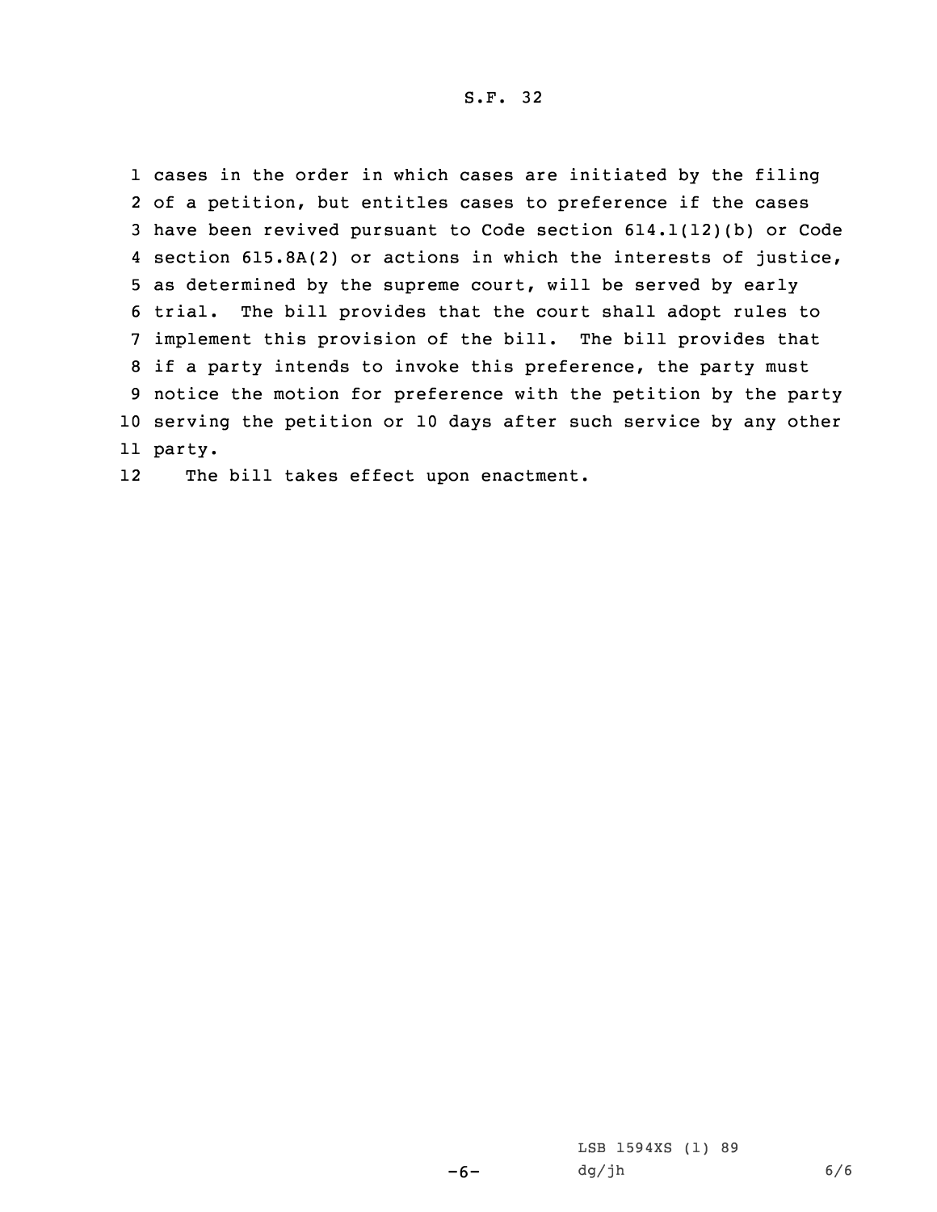cases in the order in which cases are initiated by the filing of a petition, but entitles cases to preference if the cases have been revived pursuant to Code section 614.1(12)(b) or Code section 615.8A(2) or actions in which the interests of justice, as determined by the supreme court, will be served by early trial. The bill provides that the court shall adopt rules to implement this provision of the bill. The bill provides that if a party intends to invoke this preference, the party must notice the motion for preference with the petition by the party serving the petition or 10 days after such service by any other party.

The bill takes effect upon enactment.

LSB 1594XS (1) 89
dg/jh